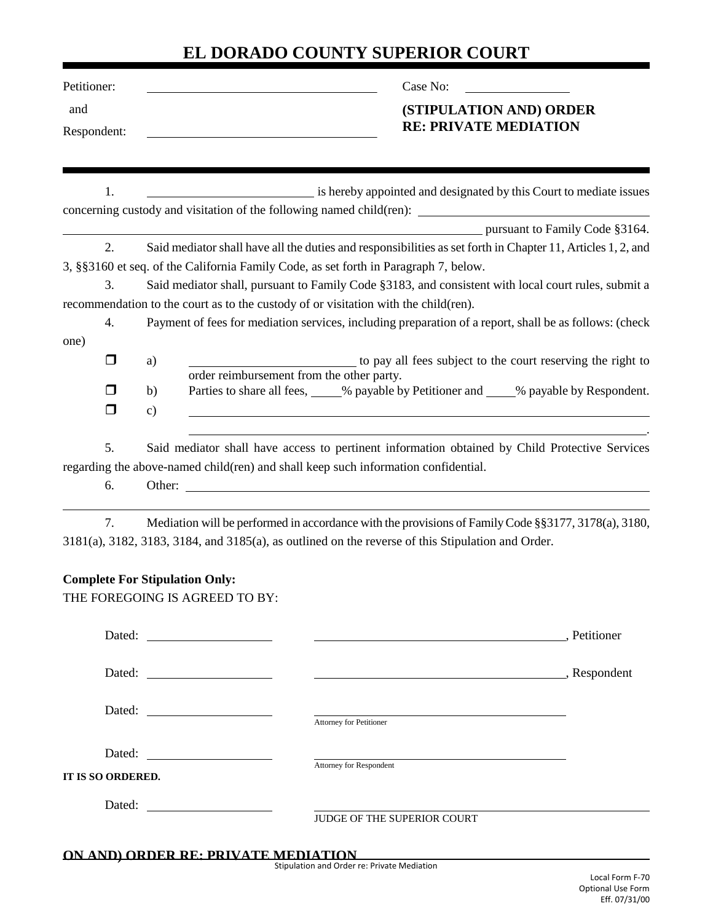# EL DORADO COUNTY SUPERIOR COURT

Petitioner: ______________________________

and

Respondent: ______________________________

Case No: ______________

**(STIPULATION AND) ORDER RE: PRIVATE MEDIATION**

1. ______________________ is hereby appointed and designated by this Court to mediate issues concerning custody and visitation of the following named child(ren): ______________________________ ______________________________________________ pursuant to Family Code §3164.

2. Said mediator shall have all the duties and responsibilities as set forth in Chapter 11, Articles 1, 2, and 3, §§3160 et seq. of the California Family Code, as set forth in Paragraph 7, below.

3. Said mediator shall, pursuant to Family Code §3183, and consistent with local court rules, submit a recommendation to the court as to the custody of or visitation with the child(ren).

4. Payment of fees for mediation services, including preparation of a report, shall be as follows: (check one)

   - ☐ a) ______________________ to pay all fees subject to the court reserving the right to order reimbursement from the other party.
   - ☐ b) Parties to share all fees, _____% payable by Petitioner and _____% payable by Respondent.
   - ☐ c) ______________________________________________ ______________________________________________.

5. Said mediator shall have access to pertinent information obtained by Child Protective Services regarding the above-named child(ren) and shall keep such information confidential.

6. Other: ______________________________________________ ______________________________________________

7. Mediation will be performed in accordance with the provisions of Family Code §§3177, 3178(a), 3180, 3181(a), 3182, 3183, 3184, and 3185(a), as outlined on the reverse of this Stipulation and Order.

**Complete For Stipulation Only:**

THE FOREGOING IS AGREED TO BY:

Dated: ________________ ______________________________, Petitioner

Dated: ________________ ______________________________, Respondent

Dated: ________________ ______________________________
Attorney for Petitioner

Dated: ________________ ______________________________
Attorney for Respondent

**IT IS SO ORDERED.**

Dated: ________________ ______________________________
JUDGE OF THE SUPERIOR COURT

**ON AND) ORDER RE: PRIVATE MEDIATION**

Stipulation and Order re: Private Mediation

Local Form F-70
Optional Use Form
Eff. 07/31/00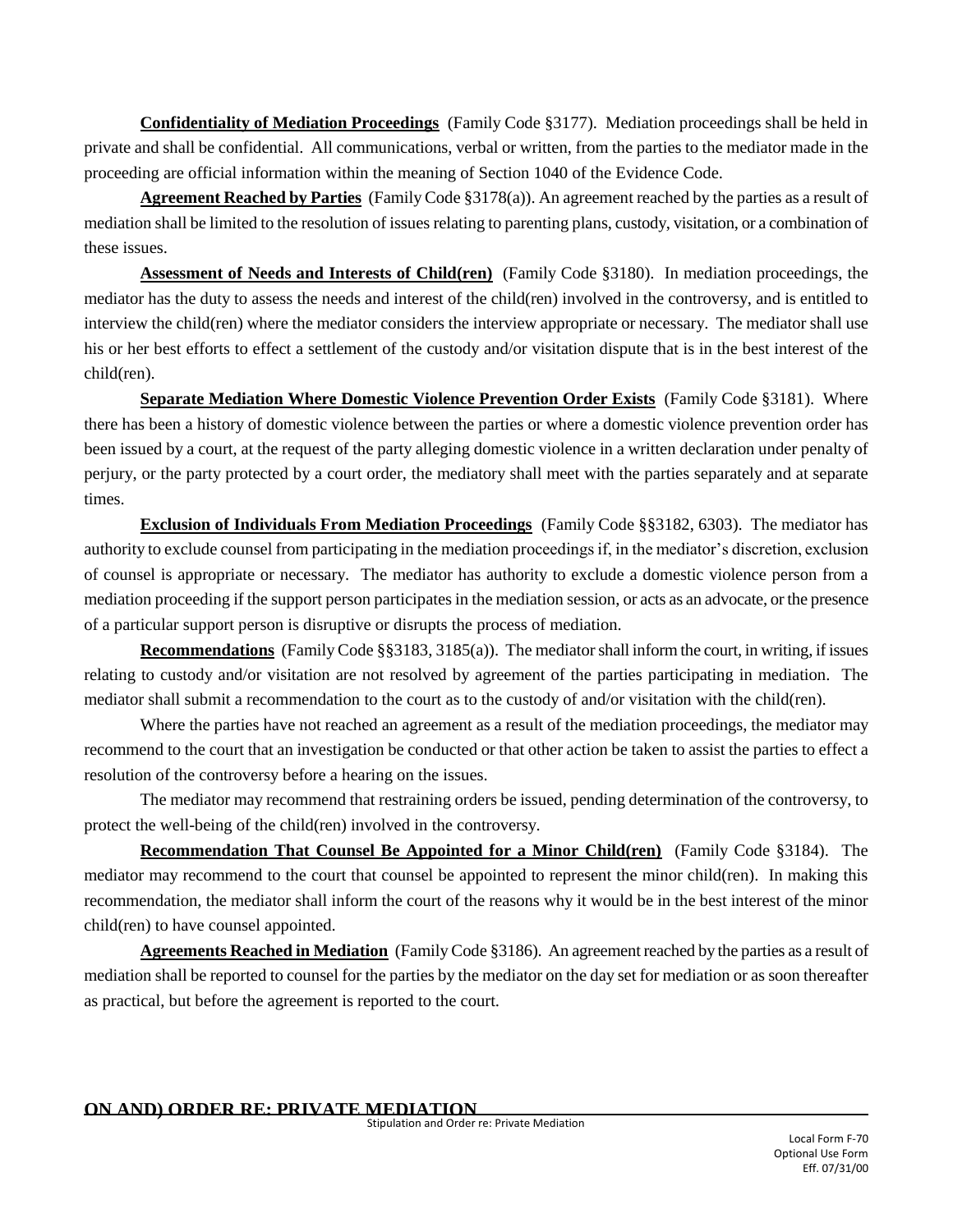**Confidentiality of Mediation Proceedings** (Family Code §3177). Mediation proceedings shall be held in private and shall be confidential. All communications, verbal or written, from the parties to the mediator made in the proceeding are official information within the meaning of Section 1040 of the Evidence Code.

**Agreement Reached by Parties** (Family Code §3178(a)). An agreement reached by the parties as a result of mediation shall be limited to the resolution of issues relating to parenting plans, custody, visitation, or a combination of these issues.

**Assessment of Needs and Interests of Child(ren)** (Family Code §3180). In mediation proceedings, the mediator has the duty to assess the needs and interest of the child(ren) involved in the controversy, and is entitled to interview the child(ren) where the mediator considers the interview appropriate or necessary. The mediator shall use his or her best efforts to effect a settlement of the custody and/or visitation dispute that is in the best interest of the child(ren).

**Separate Mediation Where Domestic Violence Prevention Order Exists** (Family Code §3181). Where there has been a history of domestic violence between the parties or where a domestic violence prevention order has been issued by a court, at the request of the party alleging domestic violence in a written declaration under penalty of perjury, or the party protected by a court order, the mediatory shall meet with the parties separately and at separate times.

**Exclusion of Individuals From Mediation Proceedings** (Family Code §§3182, 6303). The mediator has authority to exclude counsel from participating in the mediation proceedings if, in the mediator's discretion, exclusion of counsel is appropriate or necessary. The mediator has authority to exclude a domestic violence person from a mediation proceeding if the support person participates in the mediation session, or acts as an advocate, or the presence of a particular support person is disruptive or disrupts the process of mediation.

**Recommendations** (Family Code §§3183, 3185(a)). The mediator shall inform the court, in writing, if issues relating to custody and/or visitation are not resolved by agreement of the parties participating in mediation. The mediator shall submit a recommendation to the court as to the custody of and/or visitation with the child(ren).

Where the parties have not reached an agreement as a result of the mediation proceedings, the mediator may recommend to the court that an investigation be conducted or that other action be taken to assist the parties to effect a resolution of the controversy before a hearing on the issues.

The mediator may recommend that restraining orders be issued, pending determination of the controversy, to protect the well-being of the child(ren) involved in the controversy.

**Recommendation That Counsel Be Appointed for a Minor Child(ren)** (Family Code §3184). The mediator may recommend to the court that counsel be appointed to represent the minor child(ren). In making this recommendation, the mediator shall inform the court of the reasons why it would be in the best interest of the minor child(ren) to have counsel appointed.

**Agreements Reached in Mediation** (Family Code §3186). An agreement reached by the parties as a result of mediation shall be reported to counsel for the parties by the mediator on the day set for mediation or as soon thereafter as practical, but before the agreement is reported to the court.

**ON AND) ORDER RE: PRIVATE MEDIATION**

Local Form F-70
Optional Use Form
Eff. 07/31/00